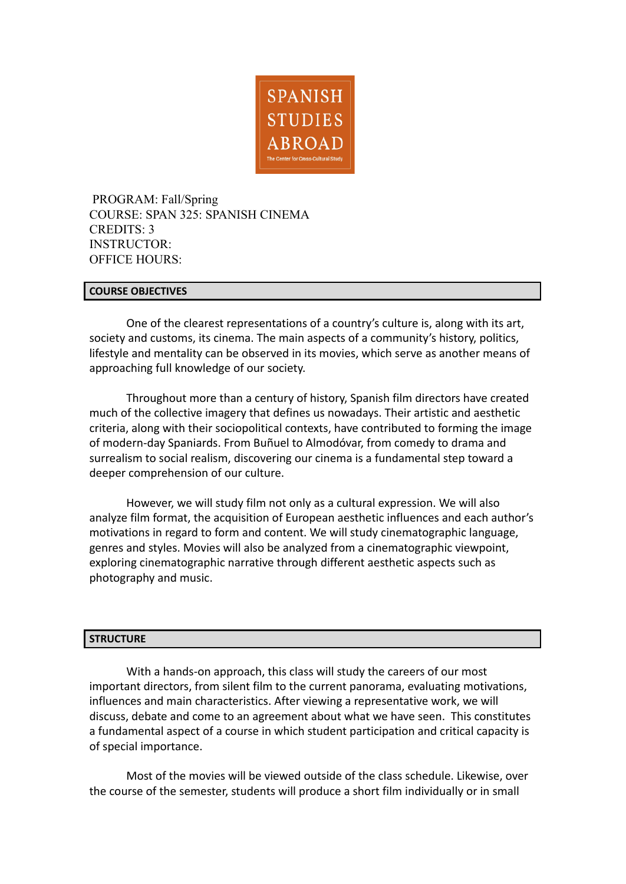SPANISH STUDIES ABROAD
The Center for Cross-Cultural Study

PROGRAM: Fall/Spring
COURSE: SPAN 325: SPANISH CINEMA
CREDITS: 3
INSTRUCTOR:
OFFICE HOURS:

## COURSE OBJECTIVES

One of the clearest representations of a country's culture is, along with its art, society and customs, its cinema. The main aspects of a community's history, politics, lifestyle and mentality can be observed in its movies, which serve as another means of approaching full knowledge of our society.

Throughout more than a century of history, Spanish film directors have created much of the collective imagery that defines us nowadays. Their artistic and aesthetic criteria, along with their sociopolitical contexts, have contributed to forming the image of modern-day Spaniards. From Buñuel to Almodóvar, from comedy to drama and surrealism to social realism, discovering our cinema is a fundamental step toward a deeper comprehension of our culture.

However, we will study film not only as a cultural expression. We will also analyze film format, the acquisition of European aesthetic influences and each author's motivations in regard to form and content. We will study cinematographic language, genres and styles. Movies will also be analyzed from a cinematographic viewpoint, exploring cinematographic narrative through different aesthetic aspects such as photography and music.

## STRUCTURE

With a hands-on approach, this class will study the careers of our most important directors, from silent film to the current panorama, evaluating motivations, influences and main characteristics. After viewing a representative work, we will discuss, debate and come to an agreement about what we have seen. This constitutes a fundamental aspect of a course in which student participation and critical capacity is of special importance.

Most of the movies will be viewed outside of the class schedule. Likewise, over the course of the semester, students will produce a short film individually or in small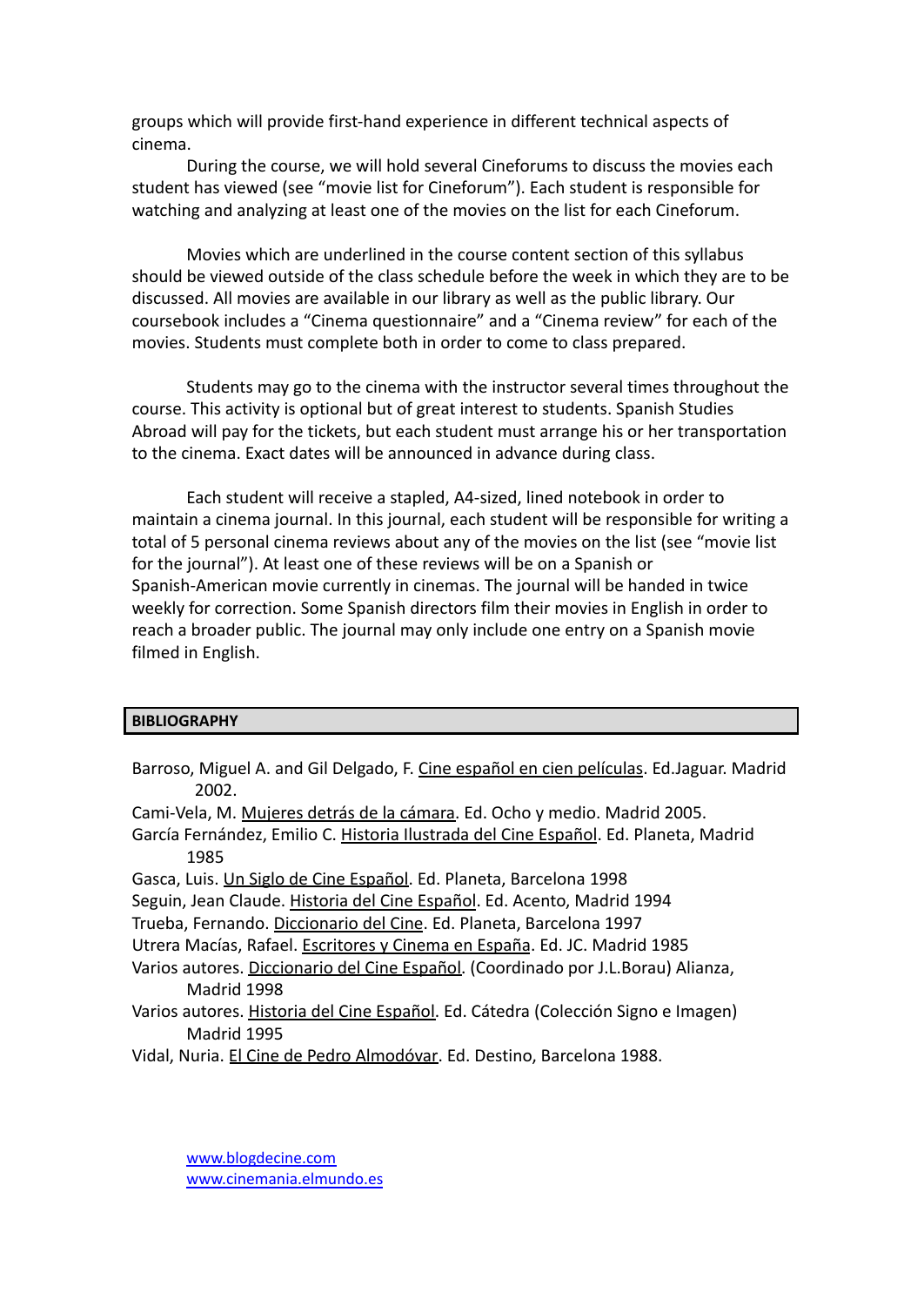groups which will provide first-hand experience in different technical aspects of cinema.

During the course, we will hold several Cineforums to discuss the movies each student has viewed (see "movie list for Cineforum"). Each student is responsible for watching and analyzing at least one of the movies on the list for each Cineforum.

Movies which are underlined in the course content section of this syllabus should be viewed outside of the class schedule before the week in which they are to be discussed. All movies are available in our library as well as the public library. Our coursebook includes a "Cinema questionnaire" and a "Cinema review" for each of the movies. Students must complete both in order to come to class prepared.

Students may go to the cinema with the instructor several times throughout the course. This activity is optional but of great interest to students. Spanish Studies Abroad will pay for the tickets, but each student must arrange his or her transportation to the cinema. Exact dates will be announced in advance during class.

Each student will receive a stapled, A4-sized, lined notebook in order to maintain a cinema journal. In this journal, each student will be responsible for writing a total of 5 personal cinema reviews about any of the movies on the list (see "movie list for the journal"). At least one of these reviews will be on a Spanish or Spanish-American movie currently in cinemas. The journal will be handed in twice weekly for correction. Some Spanish directors film their movies in English in order to reach a broader public. The journal may only include one entry on a Spanish movie filmed in English.

## BIBLIOGRAPHY

Barroso, Miguel A. and Gil Delgado, F. Cine español en cien películas. Ed.Jaguar. Madrid 2002.

Cami-Vela, M. Mujeres detrás de la cámara. Ed. Ocho y medio. Madrid 2005.

García Fernández, Emilio C. Historia Ilustrada del Cine Español. Ed. Planeta, Madrid 1985

Gasca, Luis. Un Siglo de Cine Español. Ed. Planeta, Barcelona 1998

Seguin, Jean Claude. Historia del Cine Español. Ed. Acento, Madrid 1994

Trueba, Fernando. Diccionario del Cine. Ed. Planeta, Barcelona 1997

Utrera Macías, Rafael. Escritores y Cinema en España. Ed. JC. Madrid 1985

Varios autores. Diccionario del Cine Español. (Coordinado por J.L.Borau) Alianza, Madrid 1998

Varios autores. Historia del Cine Español. Ed. Cátedra (Colección Signo e Imagen) Madrid 1995

Vidal, Nuria. El Cine de Pedro Almodóvar. Ed. Destino, Barcelona 1988.

www.blogdecine.com
www.cinemania.elmundo.es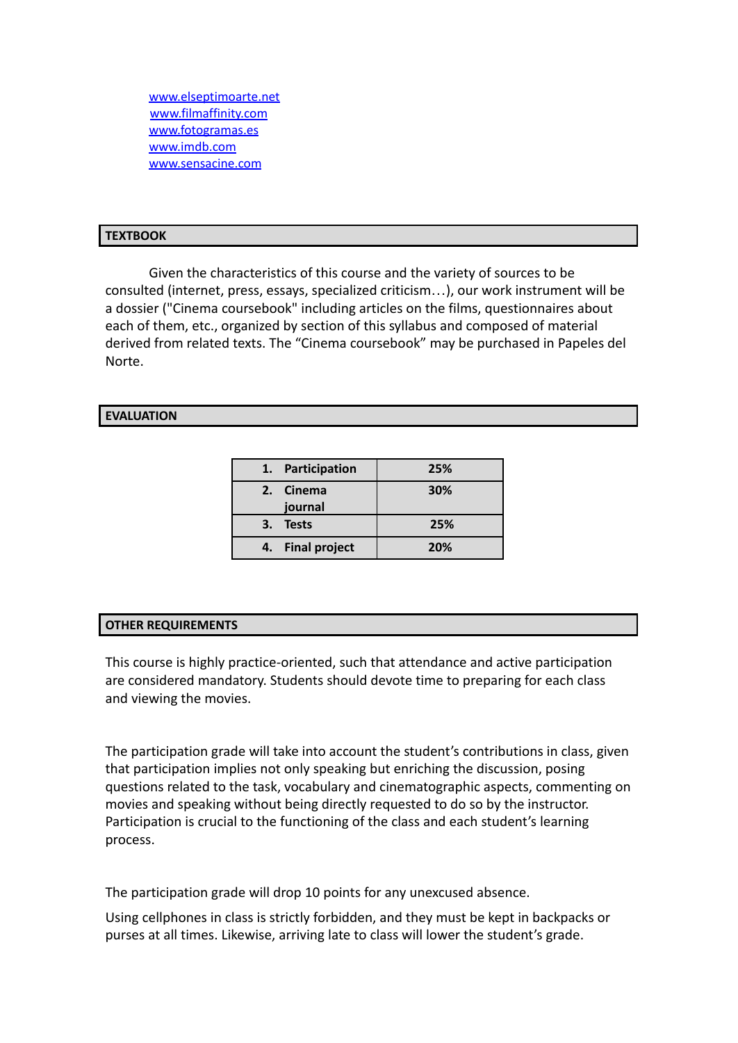www.elseptimoarte.net
www.filmaffinity.com
www.fotogramas.es
www.imdb.com
www.sensacine.com

## TEXTBOOK

Given the characteristics of this course and the variety of sources to be consulted (internet, press, essays, specialized criticism…), our work instrument will be a dossier ("Cinema coursebook" including articles on the films, questionnaires about each of them, etc., organized by section of this syllabus and composed of material derived from related texts. The "Cinema coursebook" may be purchased in Papeles del Norte.

## EVALUATION

| | |
|---|---|
| **1. Participation** | **25%** |
| **2. Cinema journal** | **30%** |
| **3. Tests** | **25%** |
| **4. Final project** | **20%** |

## OTHER REQUIREMENTS

This course is highly practice-oriented, such that attendance and active participation are considered mandatory. Students should devote time to preparing for each class and viewing the movies.

The participation grade will take into account the student's contributions in class, given that participation implies not only speaking but enriching the discussion, posing questions related to the task, vocabulary and cinematographic aspects, commenting on movies and speaking without being directly requested to do so by the instructor. Participation is crucial to the functioning of the class and each student's learning process.

The participation grade will drop 10 points for any unexcused absence.

Using cellphones in class is strictly forbidden, and they must be kept in backpacks or purses at all times. Likewise, arriving late to class will lower the student's grade.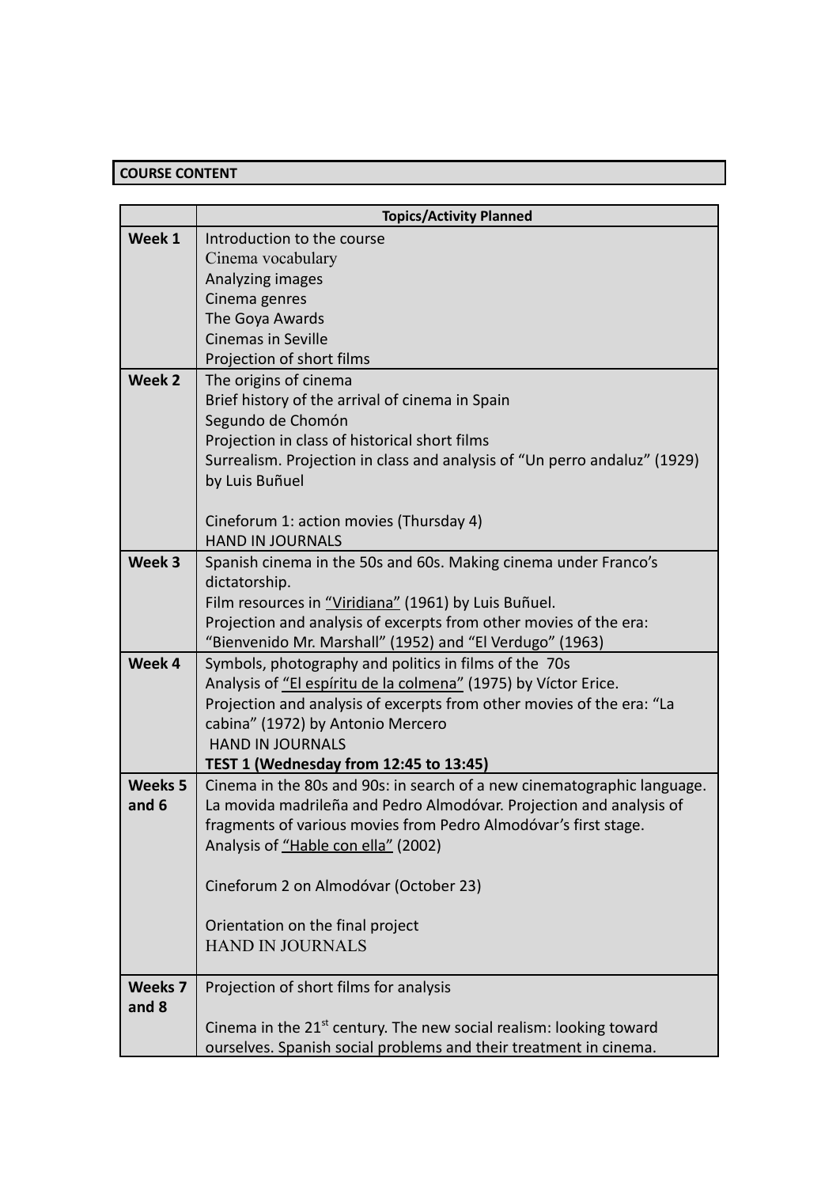**COURSE CONTENT**

| | **Topics/Activity Planned** |
|---|---|
| **Week 1** | Introduction to the course<br>Cinema vocabulary<br>Analyzing images<br>Cinema genres<br>The Goya Awards<br>Cinemas in Seville<br>Projection of short films |
| **Week 2** | The origins of cinema<br>Brief history of the arrival of cinema in Spain<br>Segundo de Chomón<br>Projection in class of historical short films<br>Surrealism. Projection in class and analysis of “Un perro andaluz” (1929) by Luis Buñuel<br><br>Cineforum 1: action movies (Thursday 4)<br>HAND IN JOURNALS |
| **Week 3** | Spanish cinema in the 50s and 60s. Making cinema under Franco’s dictatorship.<br>Film resources in <u>“Viridiana”</u> (1961) by Luis Buñuel.<br>Projection and analysis of excerpts from other movies of the era: “Bienvenido Mr. Marshall” (1952) and “El Verdugo” (1963) |
| **Week 4** | Symbols, photography and politics in films of the 70s<br>Analysis of <u>“El espíritu de la colmena”</u> (1975) by Víctor Erice.<br>Projection and analysis of excerpts from other movies of the era: “La cabina” (1972) by Antonio Mercero<br>HAND IN JOURNALS<br>**TEST 1 (Wednesday from 12:45 to 13:45)** |
| **Weeks 5 and 6** | Cinema in the 80s and 90s: in search of a new cinematographic language.<br>La movida madrileña and Pedro Almodóvar. Projection and analysis of fragments of various movies from Pedro Almodóvar’s first stage.<br>Analysis of <u>“Hable con ella”</u> (2002)<br><br>Cineforum 2 on Almodóvar (October 23)<br><br>Orientation on the final project<br>HAND IN JOURNALS |
| **Weeks 7 and 8** | Projection of short films for analysis<br><br>Cinema in the 21st century. The new social realism: looking toward ourselves. Spanish social problems and their treatment in cinema. |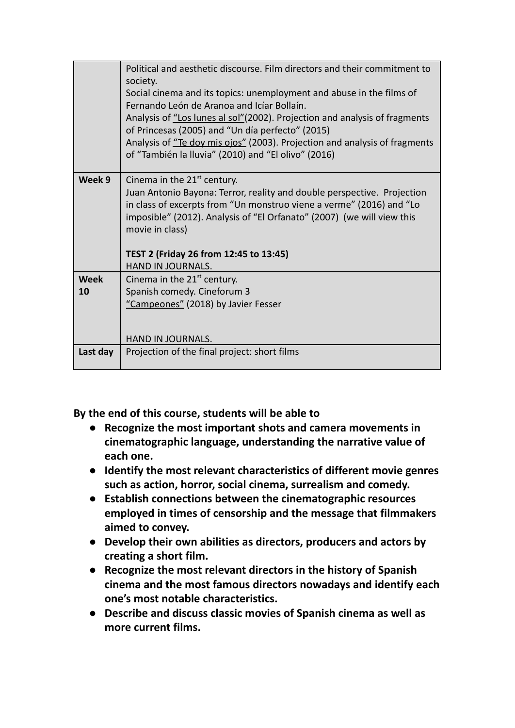| | |
|---|---|
| | Political and aesthetic discourse. Film directors and their commitment to society.<br>Social cinema and its topics: unemployment and abuse in the films of Fernando León de Aranoa and Icíar Bollaín.<br>Analysis of “Los lunes al sol”(2002). Projection and analysis of fragments of Princesas (2005) and “Un día perfecto” (2015)<br>Analysis of “Te doy mis ojos” (2003). Projection and analysis of fragments of “También la lluvia” (2010) and “El olivo” (2016) |
| **Week 9** | Cinema in the 21st century.<br>Juan Antonio Bayona: Terror, reality and double perspective. Projection in class of excerpts from “Un monstruo viene a verme” (2016) and “Lo imposible” (2012). Analysis of “El Orfanato” (2007) (we will view this movie in class)<br><br>**TEST 2 (Friday 26 from 12:45 to 13:45)**<br>HAND IN JOURNALS. |
| **Week 10** | Cinema in the 21st century.<br>Spanish comedy. Cineforum 3<br>“Campeones” (2018) by Javier Fesser<br><br>HAND IN JOURNALS. |
| **Last day** | Projection of the final project: short films |

**By the end of this course, students will be able to**

- **Recognize the most important shots and camera movements in cinematographic language, understanding the narrative value of each one.**
- **Identify the most relevant characteristics of different movie genres such as action, horror, social cinema, surrealism and comedy.**
- **Establish connections between the cinematographic resources employed in times of censorship and the message that filmmakers aimed to convey.**
- **Develop their own abilities as directors, producers and actors by creating a short film.**
- **Recognize the most relevant directors in the history of Spanish cinema and the most famous directors nowadays and identify each one's most notable characteristics.**
- **Describe and discuss classic movies of Spanish cinema as well as more current films.**